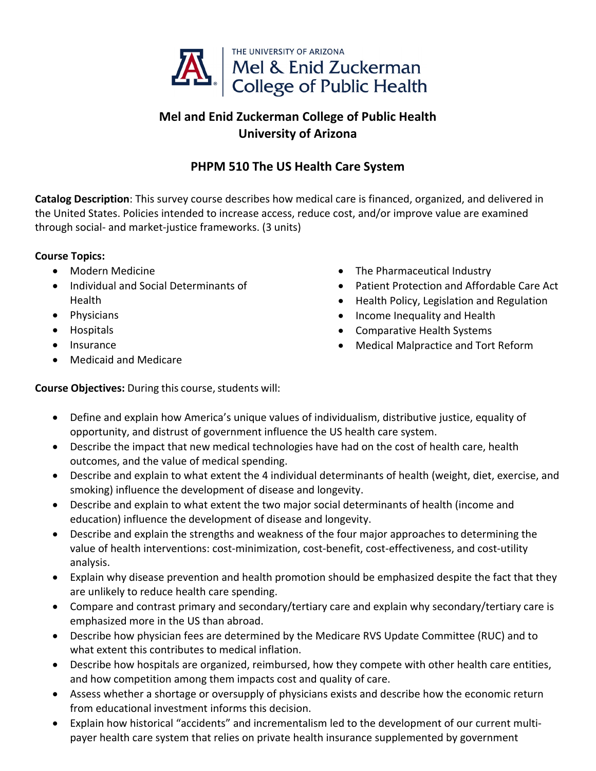# Mel and Enid Zuckerman College of Public Health
# University of Arizona

## PHPM 510 The US Health Care System

**Catalog Description**: This survey course describes how medical care is financed, organized, and delivered in the United States. Policies intended to increase access, reduce cost, and/or improve value are examined through social- and market-justice frameworks. (3 units)

**Course Topics:**

- Modern Medicine
- Individual and Social Determinants of Health
- Physicians
- Hospitals
- Insurance
- Medicaid and Medicare
- The Pharmaceutical Industry
- Patient Protection and Affordable Care Act
- Health Policy, Legislation and Regulation
- Income Inequality and Health
- Comparative Health Systems
- Medical Malpractice and Tort Reform

**Course Objectives:** During this course, students will:

- Define and explain how America's unique values of individualism, distributive justice, equality of opportunity, and distrust of government influence the US health care system.
- Describe the impact that new medical technologies have had on the cost of health care, health outcomes, and the value of medical spending.
- Describe and explain to what extent the 4 individual determinants of health (weight, diet, exercise, and smoking) influence the development of disease and longevity.
- Describe and explain to what extent the two major social determinants of health (income and education) influence the development of disease and longevity.
- Describe and explain the strengths and weakness of the four major approaches to determining the value of health interventions: cost-minimization, cost-benefit, cost-effectiveness, and cost-utility analysis.
- Explain why disease prevention and health promotion should be emphasized despite the fact that they are unlikely to reduce health care spending.
- Compare and contrast primary and secondary/tertiary care and explain why secondary/tertiary care is emphasized more in the US than abroad.
- Describe how physician fees are determined by the Medicare RVS Update Committee (RUC) and to what extent this contributes to medical inflation.
- Describe how hospitals are organized, reimbursed, how they compete with other health care entities, and how competition among them impacts cost and quality of care.
- Assess whether a shortage or oversupply of physicians exists and describe how the economic return from educational investment informs this decision.
- Explain how historical "accidents" and incrementalism led to the development of our current multi-payer health care system that relies on private health insurance supplemented by government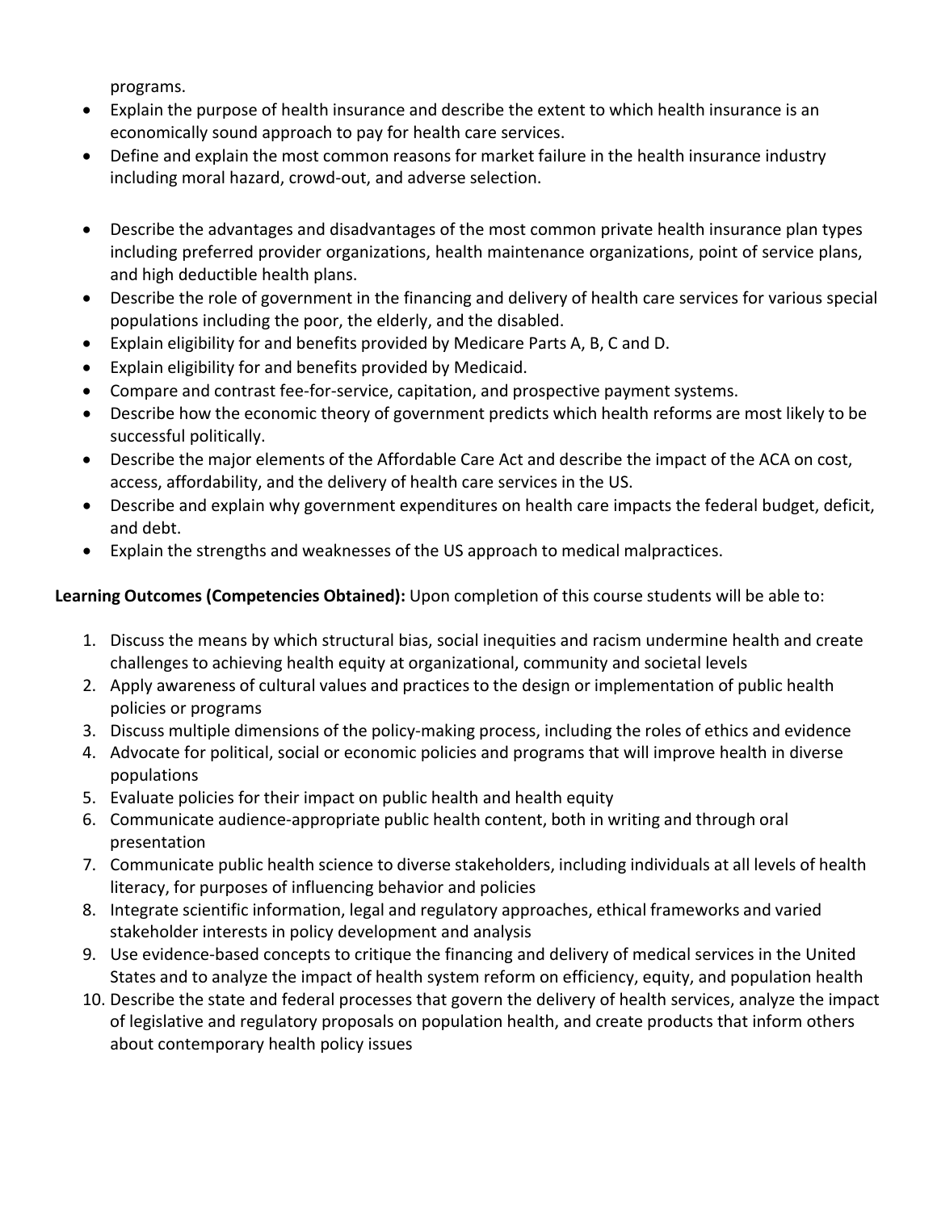programs.

- Explain the purpose of health insurance and describe the extent to which health insurance is an economically sound approach to pay for health care services.
- Define and explain the most common reasons for market failure in the health insurance industry including moral hazard, crowd-out, and adverse selection.
- Describe the advantages and disadvantages of the most common private health insurance plan types including preferred provider organizations, health maintenance organizations, point of service plans, and high deductible health plans.
- Describe the role of government in the financing and delivery of health care services for various special populations including the poor, the elderly, and the disabled.
- Explain eligibility for and benefits provided by Medicare Parts A, B, C and D.
- Explain eligibility for and benefits provided by Medicaid.
- Compare and contrast fee-for-service, capitation, and prospective payment systems.
- Describe how the economic theory of government predicts which health reforms are most likely to be successful politically.
- Describe the major elements of the Affordable Care Act and describe the impact of the ACA on cost, access, affordability, and the delivery of health care services in the US.
- Describe and explain why government expenditures on health care impacts the federal budget, deficit, and debt.
- Explain the strengths and weaknesses of the US approach to medical malpractices.

**Learning Outcomes (Competencies Obtained):** Upon completion of this course students will be able to:

1. Discuss the means by which structural bias, social inequities and racism undermine health and create challenges to achieving health equity at organizational, community and societal levels
2. Apply awareness of cultural values and practices to the design or implementation of public health policies or programs
3. Discuss multiple dimensions of the policy-making process, including the roles of ethics and evidence
4. Advocate for political, social or economic policies and programs that will improve health in diverse populations
5. Evaluate policies for their impact on public health and health equity
6. Communicate audience-appropriate public health content, both in writing and through oral presentation
7. Communicate public health science to diverse stakeholders, including individuals at all levels of health literacy, for purposes of influencing behavior and policies
8. Integrate scientific information, legal and regulatory approaches, ethical frameworks and varied stakeholder interests in policy development and analysis
9. Use evidence-based concepts to critique the financing and delivery of medical services in the United States and to analyze the impact of health system reform on efficiency, equity, and population health
10. Describe the state and federal processes that govern the delivery of health services, analyze the impact of legislative and regulatory proposals on population health, and create products that inform others about contemporary health policy issues